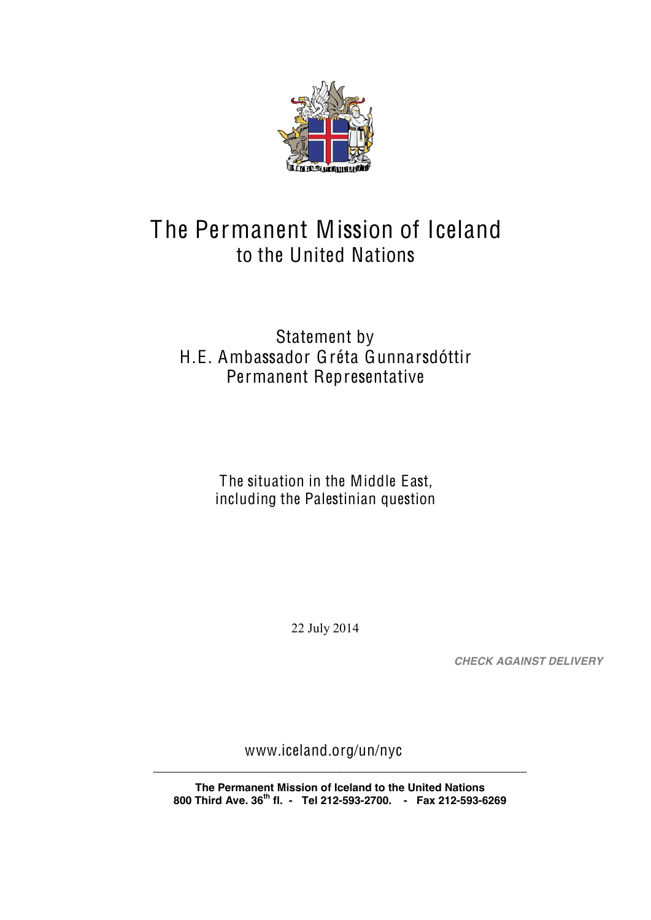# The Permanent Mission of Iceland
## to the United Nations

Statement by
H.E. Ambassador Gréta Gunnarsdóttir
Permanent Representative

The situation in the Middle East,
including the Palestinian question

22 July 2014

***CHECK AGAINST DELIVERY***

www.iceland.org/un/nyc

**The Permanent Mission of Iceland to the United Nations**
**800 Third Ave. 36th fl. - Tel 212-593-2700. - Fax 212-593-6269**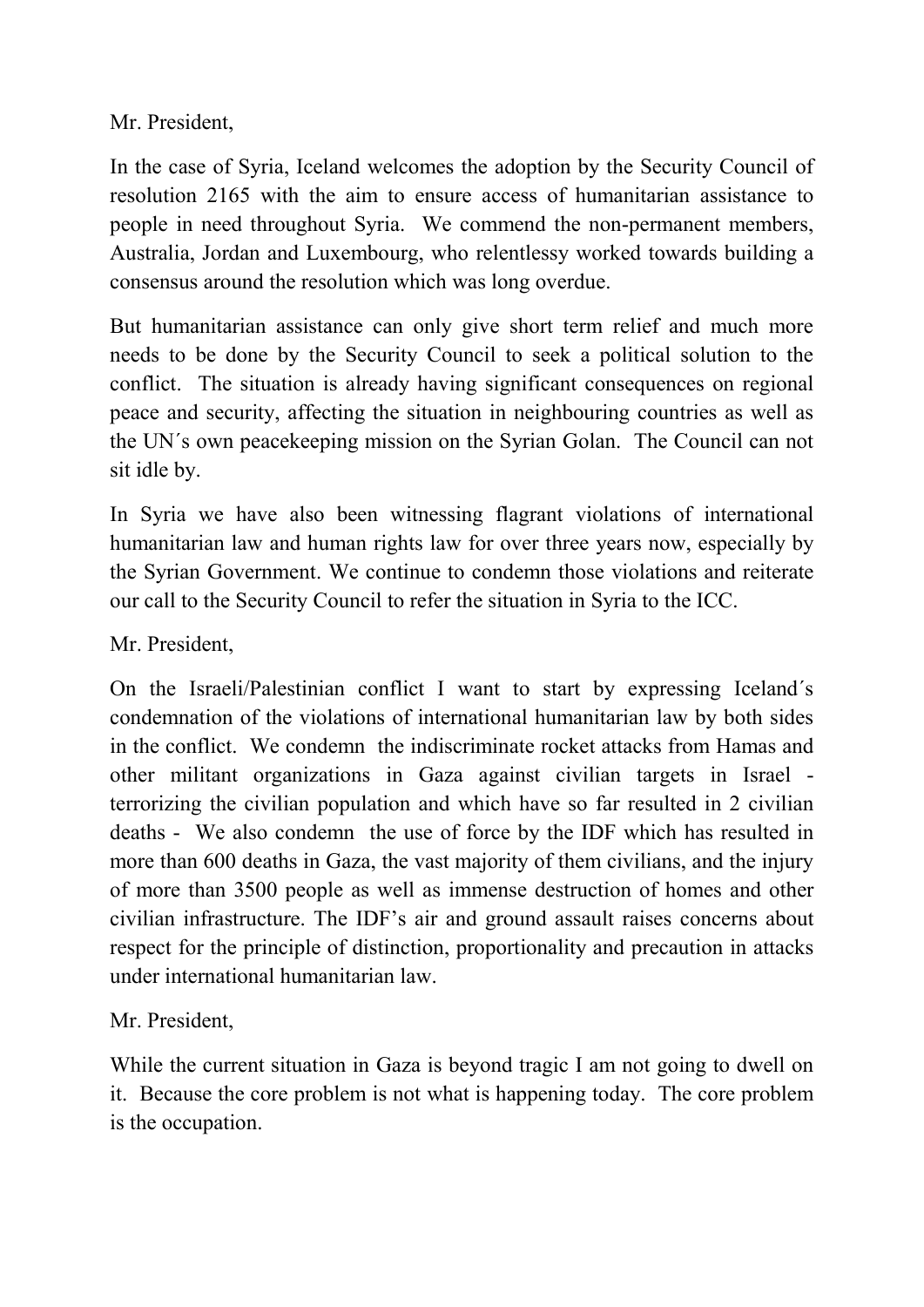Mr. President,

In the case of Syria, Iceland welcomes the adoption by the Security Council of resolution 2165 with the aim to ensure access of humanitarian assistance to people in need throughout Syria. We commend the non-permanent members, Australia, Jordan and Luxembourg, who relentlessy worked towards building a consensus around the resolution which was long overdue.

But humanitarian assistance can only give short term relief and much more needs to be done by the Security Council to seek a political solution to the conflict. The situation is already having significant consequences on regional peace and security, affecting the situation in neighbouring countries as well as the UN´s own peacekeeping mission on the Syrian Golan. The Council can not sit idle by.

In Syria we have also been witnessing flagrant violations of international humanitarian law and human rights law for over three years now, especially by the Syrian Government. We continue to condemn those violations and reiterate our call to the Security Council to refer the situation in Syria to the ICC.

Mr. President,

On the Israeli/Palestinian conflict I want to start by expressing Iceland´s condemnation of the violations of international humanitarian law by both sides in the conflict. We condemn the indiscriminate rocket attacks from Hamas and other militant organizations in Gaza against civilian targets in Israel - terrorizing the civilian population and which have so far resulted in 2 civilian deaths - We also condemn the use of force by the IDF which has resulted in more than 600 deaths in Gaza, the vast majority of them civilians, and the injury of more than 3500 people as well as immense destruction of homes and other civilian infrastructure. The IDF's air and ground assault raises concerns about respect for the principle of distinction, proportionality and precaution in attacks under international humanitarian law.

Mr. President,

While the current situation in Gaza is beyond tragic I am not going to dwell on it. Because the core problem is not what is happening today. The core problem is the occupation.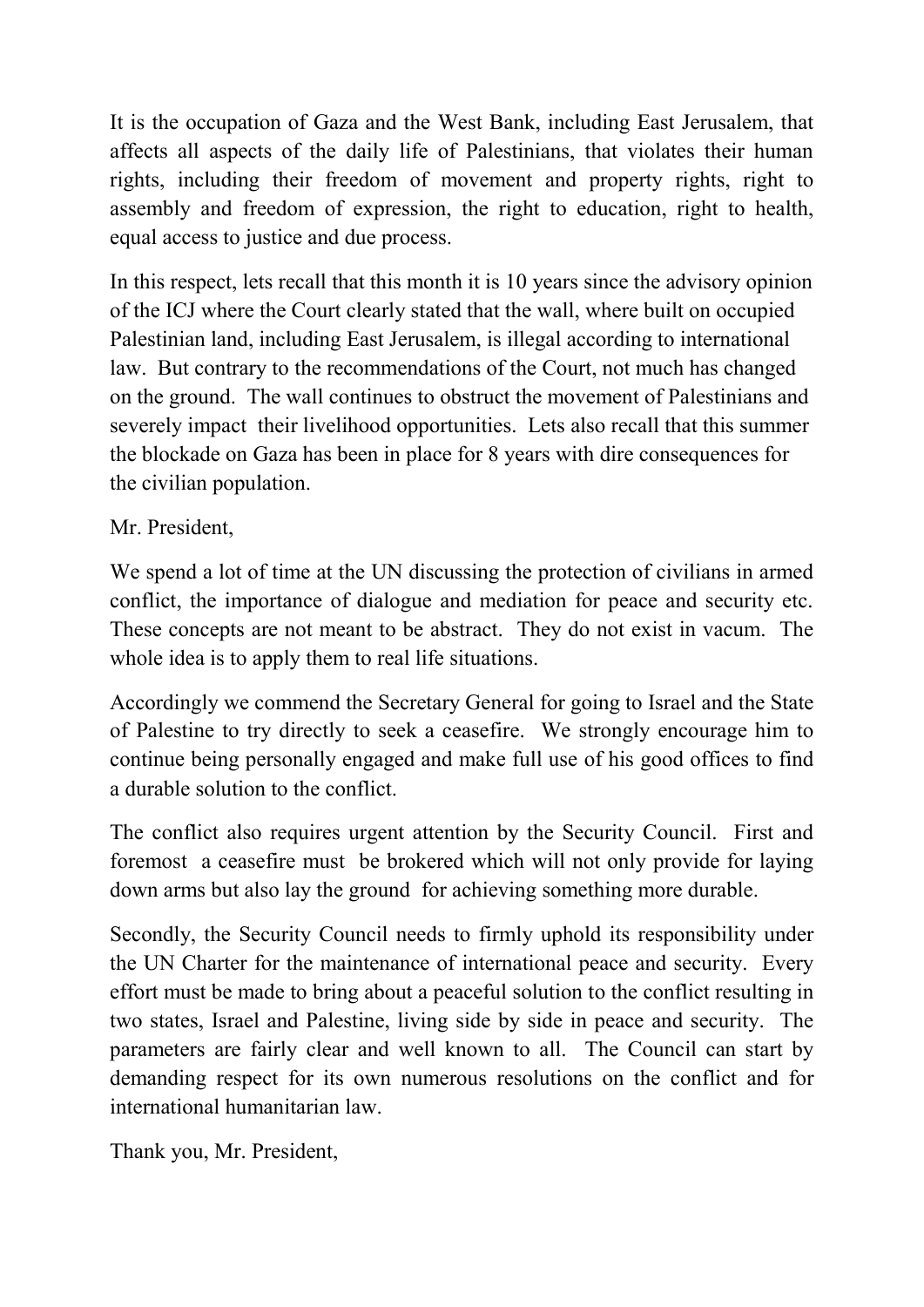It is the occupation of Gaza and the West Bank, including East Jerusalem, that affects all aspects of the daily life of Palestinians, that violates their human rights, including their freedom of movement and property rights, right to assembly and freedom of expression, the right to education, right to health, equal access to justice and due process.

In this respect, lets recall that this month it is 10 years since the advisory opinion of the ICJ where the Court clearly stated that the wall, where built on occupied Palestinian land, including East Jerusalem, is illegal according to international law. But contrary to the recommendations of the Court, not much has changed on the ground. The wall continues to obstruct the movement of Palestinians and severely impact their livelihood opportunities. Lets also recall that this summer the blockade on Gaza has been in place for 8 years with dire consequences for the civilian population.

Mr. President,

We spend a lot of time at the UN discussing the protection of civilians in armed conflict, the importance of dialogue and mediation for peace and security etc. These concepts are not meant to be abstract. They do not exist in vacum. The whole idea is to apply them to real life situations.

Accordingly we commend the Secretary General for going to Israel and the State of Palestine to try directly to seek a ceasefire. We strongly encourage him to continue being personally engaged and make full use of his good offices to find a durable solution to the conflict.

The conflict also requires urgent attention by the Security Council. First and foremost a ceasefire must be brokered which will not only provide for laying down arms but also lay the ground for achieving something more durable.

Secondly, the Security Council needs to firmly uphold its responsibility under the UN Charter for the maintenance of international peace and security. Every effort must be made to bring about a peaceful solution to the conflict resulting in two states, Israel and Palestine, living side by side in peace and security. The parameters are fairly clear and well known to all. The Council can start by demanding respect for its own numerous resolutions on the conflict and for international humanitarian law.

Thank you, Mr. President,